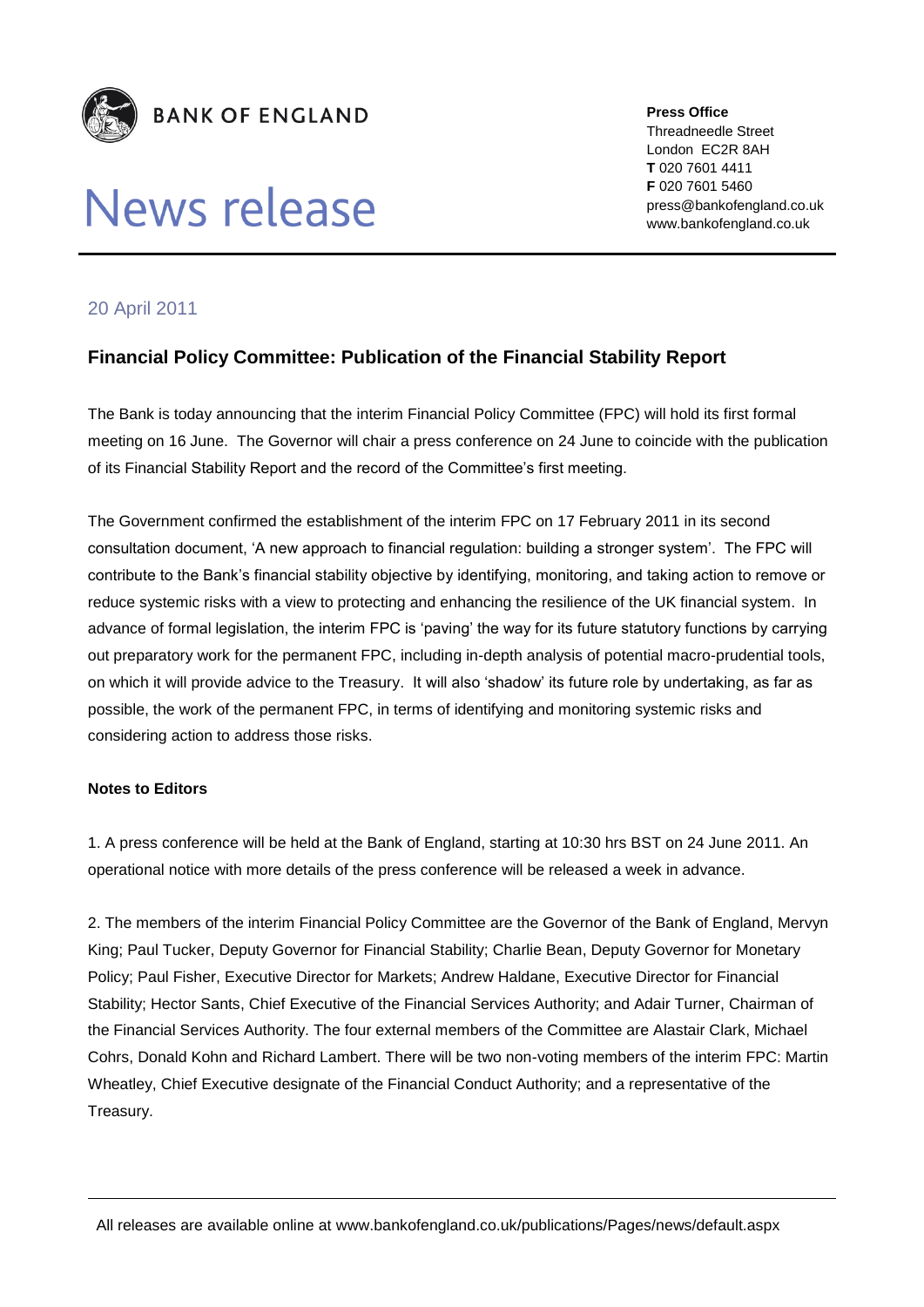**BANK OF ENGLAND**

# News release

**Press Office**
Threadneedle Street
London EC2R 8AH
**T** 020 7601 4411
**F** 020 7601 5460
press@bankofengland.co.uk
www.bankofengland.co.uk

20 April 2011

## Financial Policy Committee: Publication of the Financial Stability Report

The Bank is today announcing that the interim Financial Policy Committee (FPC) will hold its first formal meeting on 16 June. The Governor will chair a press conference on 24 June to coincide with the publication of its Financial Stability Report and the record of the Committee's first meeting.

The Government confirmed the establishment of the interim FPC on 17 February 2011 in its second consultation document, 'A new approach to financial regulation: building a stronger system'. The FPC will contribute to the Bank's financial stability objective by identifying, monitoring, and taking action to remove or reduce systemic risks with a view to protecting and enhancing the resilience of the UK financial system. In advance of formal legislation, the interim FPC is 'paving' the way for its future statutory functions by carrying out preparatory work for the permanent FPC, including in-depth analysis of potential macro-prudential tools, on which it will provide advice to the Treasury. It will also 'shadow' its future role by undertaking, as far as possible, the work of the permanent FPC, in terms of identifying and monitoring systemic risks and considering action to address those risks.

**Notes to Editors**

1. A press conference will be held at the Bank of England, starting at 10:30 hrs BST on 24 June 2011. An operational notice with more details of the press conference will be released a week in advance.

2. The members of the interim Financial Policy Committee are the Governor of the Bank of England, Mervyn King; Paul Tucker, Deputy Governor for Financial Stability; Charlie Bean, Deputy Governor for Monetary Policy; Paul Fisher, Executive Director for Markets; Andrew Haldane, Executive Director for Financial Stability; Hector Sants, Chief Executive of the Financial Services Authority; and Adair Turner, Chairman of the Financial Services Authority. The four external members of the Committee are Alastair Clark, Michael Cohrs, Donald Kohn and Richard Lambert. There will be two non-voting members of the interim FPC: Martin Wheatley, Chief Executive designate of the Financial Conduct Authority; and a representative of the Treasury.

All releases are available online at www.bankofengland.co.uk/publications/Pages/news/default.aspx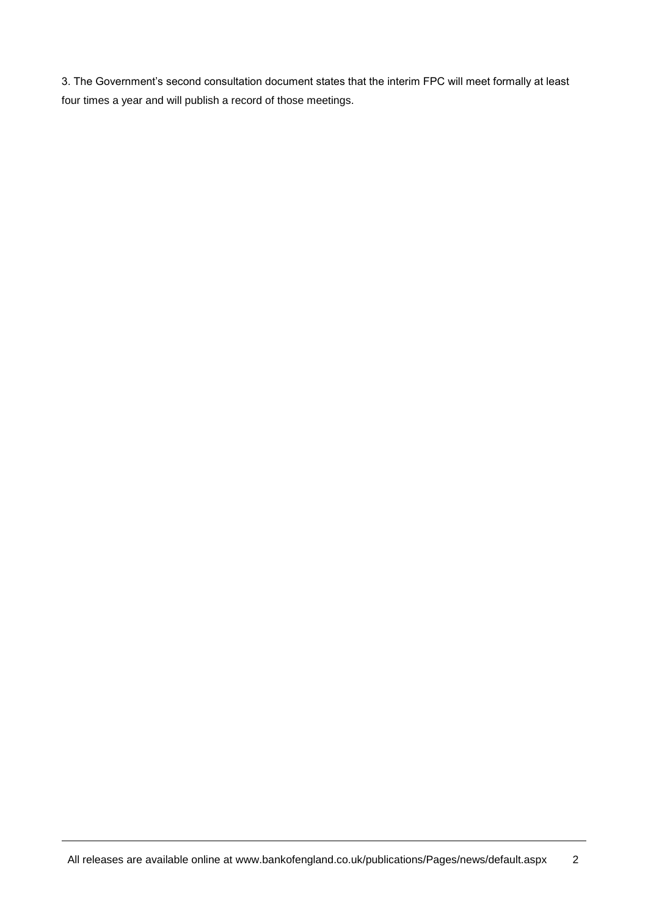3. The Government's second consultation document states that the interim FPC will meet formally at least four times a year and will publish a record of those meetings.